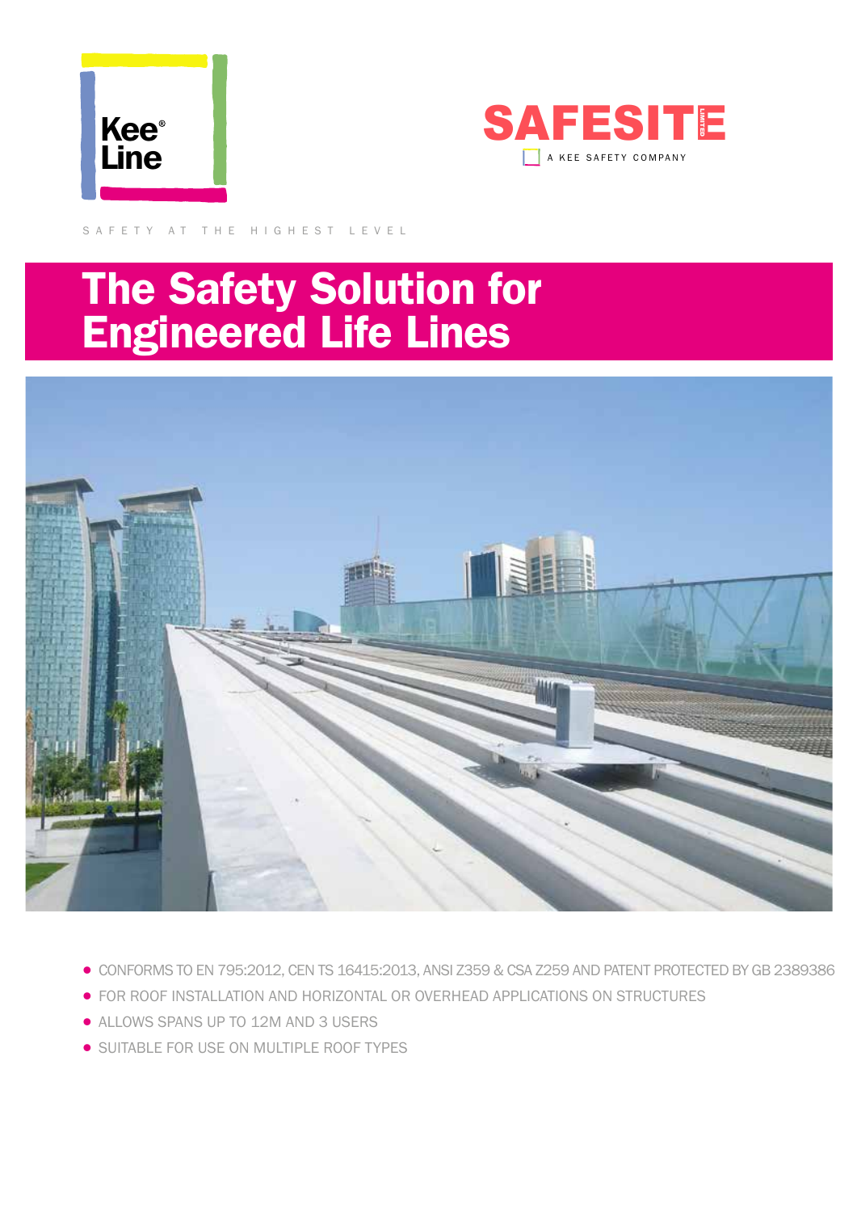Kee® Line

SAFESITE LIMITED

A KEE SAFETY COMPANY

SAFETY AT THE HIGHEST LEVEL

# The Safety Solution for Engineered Life Lines

- CONFORMS TO EN 795:2012, CEN TS 16415:2013, ANSI Z359 & CSA Z259 AND PATENT PROTECTED BY GB 2389386
- FOR ROOF INSTALLATION AND HORIZONTAL OR OVERHEAD APPLICATIONS ON STRUCTURES
- ALLOWS SPANS UP TO 12M AND 3 USERS
- SUITABLE FOR USE ON MULTIPLE ROOF TYPES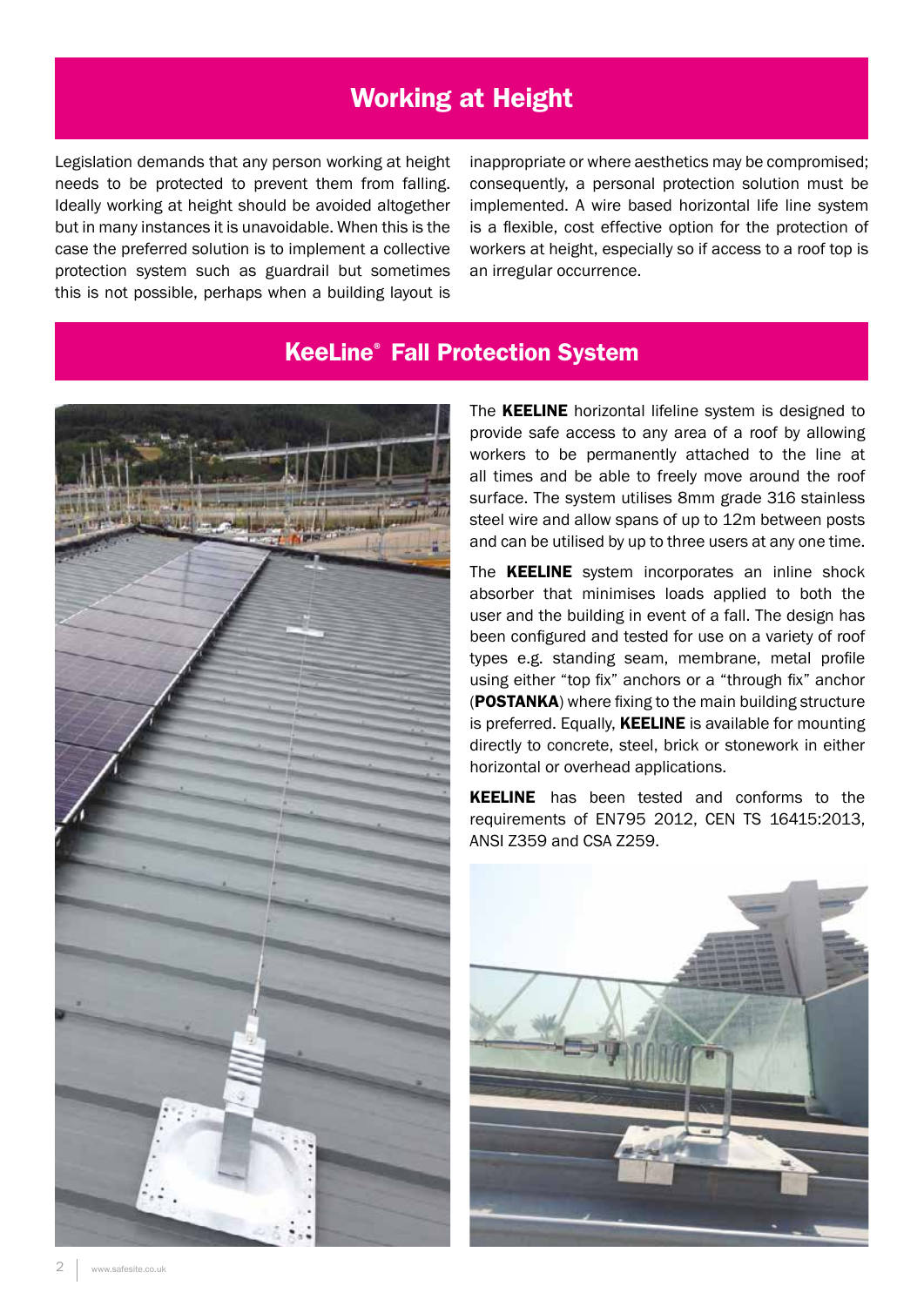# Working at Height

Legislation demands that any person working at height needs to be protected to prevent them from falling. Ideally working at height should be avoided altogether but in many instances it is unavoidable. When this is the case the preferred solution is to implement a collective protection system such as guardrail but sometimes this is not possible, perhaps when a building layout is inappropriate or where aesthetics may be compromised; consequently, a personal protection solution must be implemented. A wire based horizontal life line system is a flexible, cost effective option for the protection of workers at height, especially so if access to a roof top is an irregular occurrence.

# KeeLine® Fall Protection System

The **KEELINE** horizontal lifeline system is designed to provide safe access to any area of a roof by allowing workers to be permanently attached to the line at all times and be able to freely move around the roof surface. The system utilises 8mm grade 316 stainless steel wire and allow spans of up to 12m between posts and can be utilised by up to three users at any one time.

The **KEELINE** system incorporates an inline shock absorber that minimises loads applied to both the user and the building in event of a fall. The design has been configured and tested for use on a variety of roof types e.g. standing seam, membrane, metal profile using either "top fix" anchors or a "through fix" anchor (**POSTANKA**) where fixing to the main building structure is preferred. Equally, **KEELINE** is available for mounting directly to concrete, steel, brick or stonework in either horizontal or overhead applications.

**KEELINE** has been tested and conforms to the requirements of EN795 2012, CEN TS 16415:2013, ANSI Z359 and CSA Z259.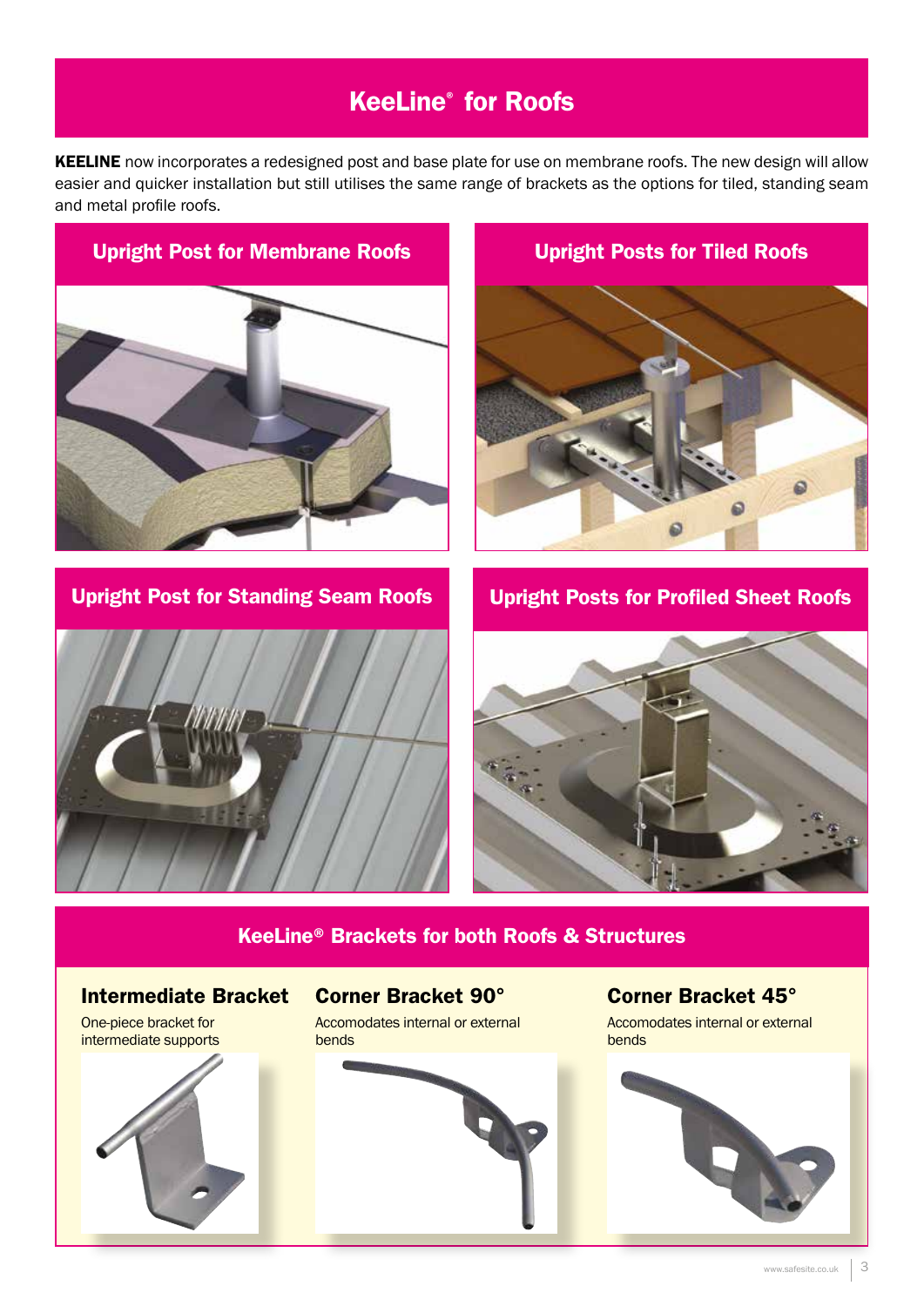# KeeLine® for Roofs

**KEELINE** now incorporates a redesigned post and base plate for use on membrane roofs. The new design will allow easier and quicker installation but still utilises the same range of brackets as the options for tiled, standing seam and metal profile roofs.

## Upright Post for Membrane Roofs

## Upright Posts for Tiled Roofs

## Upright Post for Standing Seam Roofs

## Upright Posts for Profiled Sheet Roofs

## KeeLine® Brackets for both Roofs & Structures

### Intermediate Bracket

One-piece bracket for intermediate supports

### Corner Bracket 90°

Accomodates internal or external bends

### Corner Bracket 45°

Accomodates internal or external bends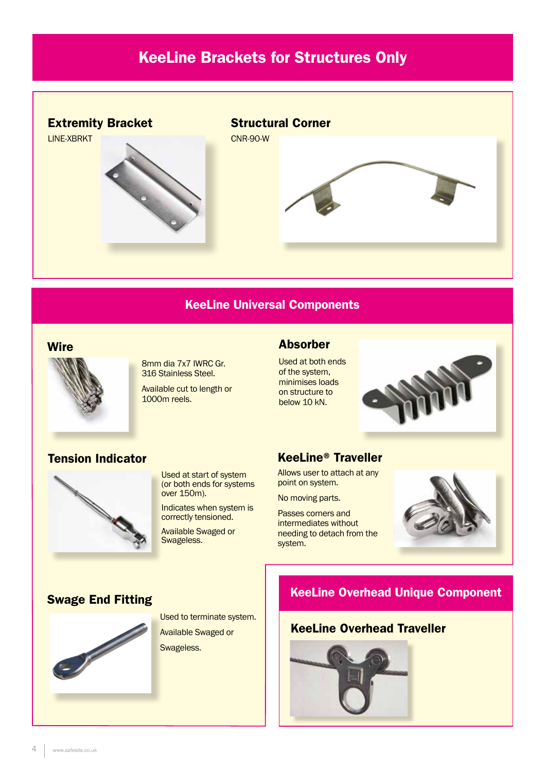# KeeLine Brackets for Structures Only

### Extremity Bracket

LINE-XBRKT

### Structural Corner

CNR-90-W

## KeeLine Universal Components

### Wire

8mm dia 7x7 IWRC Gr. 316 Stainless Steel.

Available cut to length or 1000m reels.

### Absorber

Used at both ends of the system, minimises loads on structure to below 10 kN.

### Tension Indicator

Used at start of system (or both ends for systems over 150m).

Indicates when system is correctly tensioned.

Available Swaged or Swageless.

### KeeLine® Traveller

Allows user to attach at any point on system.

No moving parts.

Passes corners and intermediates without needing to detach from the system.

### Swage End Fitting

Used to terminate system.

Available Swaged or

Swageless.

## KeeLine Overhead Unique Component

### KeeLine Overhead Traveller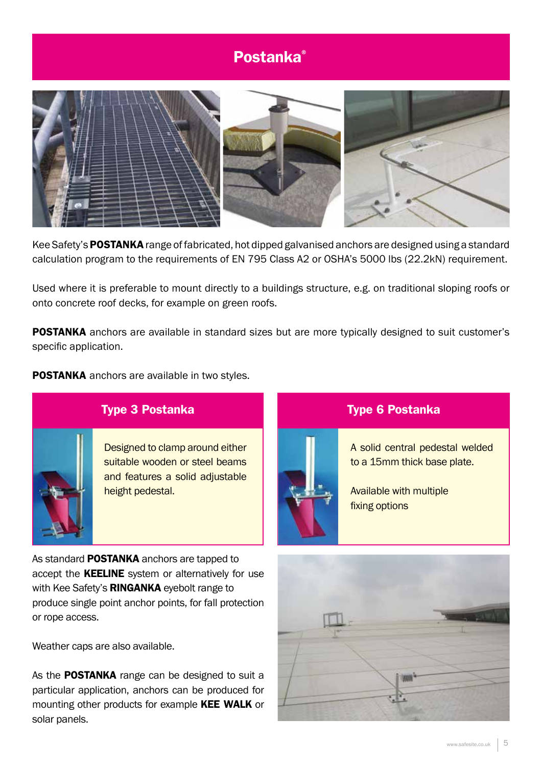# Postanka®

Kee Safety's **POSTANKA** range of fabricated, hot dipped galvanised anchors are designed using a standard calculation program to the requirements of EN 795 Class A2 or OSHA's 5000 lbs (22.2kN) requirement.

Used where it is preferable to mount directly to a buildings structure, e.g. on traditional sloping roofs or onto concrete roof decks, for example on green roofs.

**POSTANKA** anchors are available in standard sizes but are more typically designed to suit customer's specific application.

**POSTANKA** anchors are available in two styles.

## Type 3 Postanka

Designed to clamp around either suitable wooden or steel beams and features a solid adjustable height pedestal.

## Type 6 Postanka

A solid central pedestal welded to a 15mm thick base plate.

Available with multiple fixing options

As standard **POSTANKA** anchors are tapped to accept the **KEELINE** system or alternatively for use with Kee Safety's **RINGANKA** eyebolt range to produce single point anchor points, for fall protection or rope access.

Weather caps are also available.

As the **POSTANKA** range can be designed to suit a particular application, anchors can be produced for mounting other products for example **KEE WALK** or solar panels.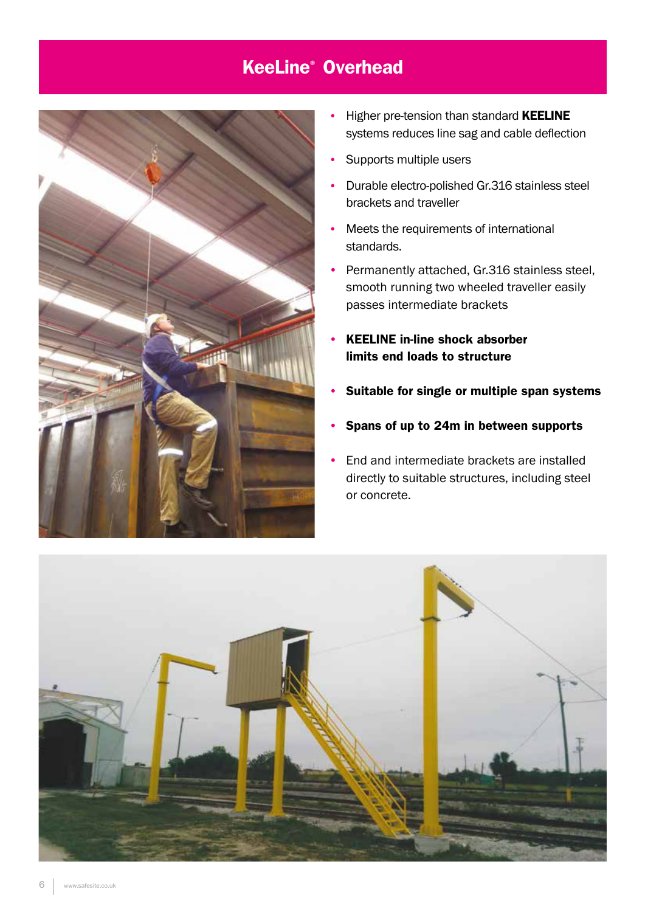# KeeLine® Overhead

- Higher pre-tension than standard **KEELINE** systems reduces line sag and cable deflection
- Supports multiple users
- Durable electro-polished Gr.316 stainless steel brackets and traveller
- Meets the requirements of international standards.
- Permanently attached, Gr.316 stainless steel, smooth running two wheeled traveller easily passes intermediate brackets
- **KEELINE in-line shock absorber limits end loads to structure**
- **Suitable for single or multiple span systems**
- **Spans of up to 24m in between supports**
- End and intermediate brackets are installed directly to suitable structures, including steel or concrete.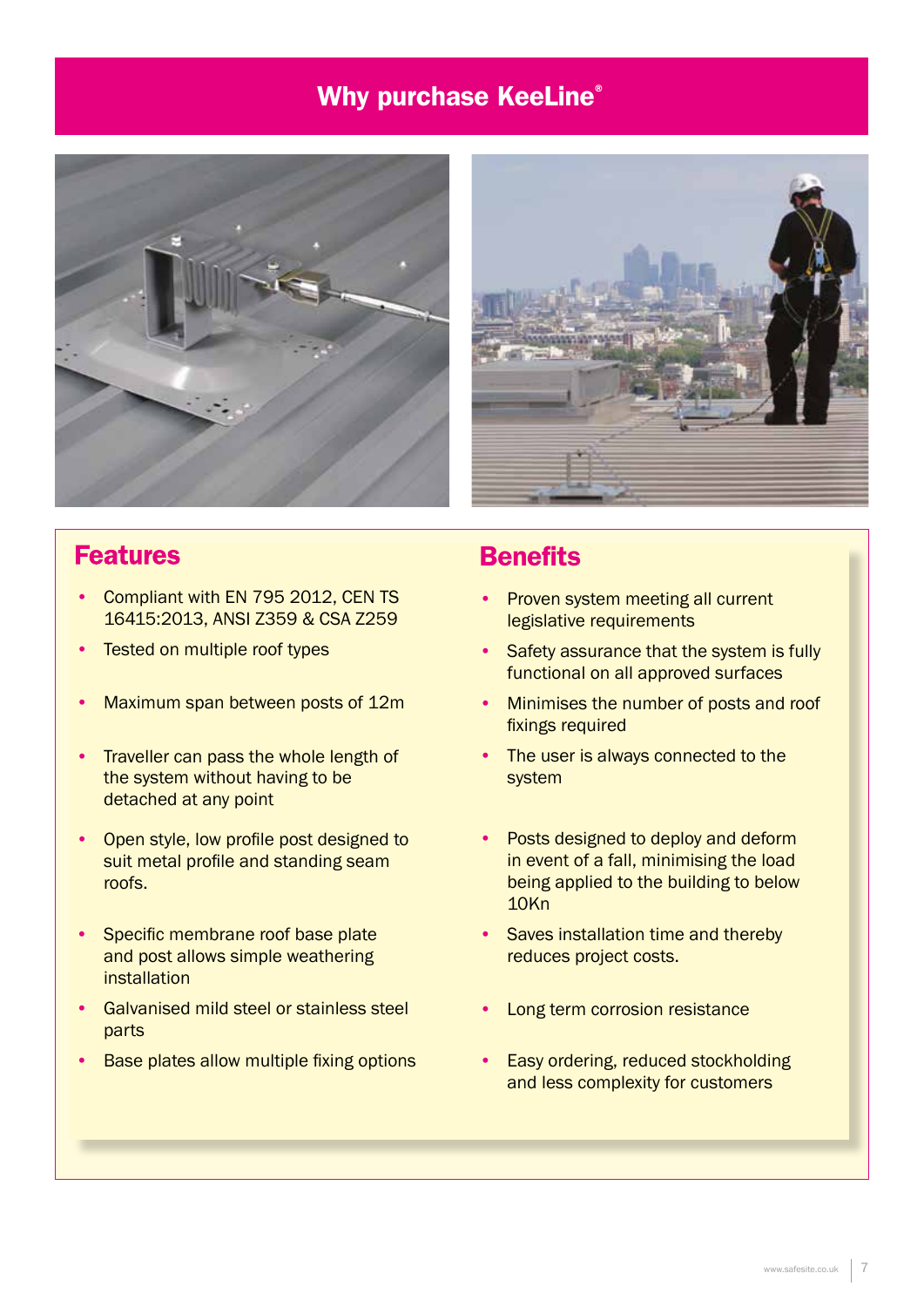# Why purchase KeeLine®

## Features

- Compliant with EN 795 2012, CEN TS 16415:2013, ANSI Z359 & CSA Z259
- Tested on multiple roof types
- Maximum span between posts of 12m
- Traveller can pass the whole length of the system without having to be detached at any point
- Open style, low profile post designed to suit metal profile and standing seam roofs.
- Specific membrane roof base plate and post allows simple weathering installation
- Galvanised mild steel or stainless steel parts
- Base plates allow multiple fixing options

## Benefits

- Proven system meeting all current legislative requirements
- Safety assurance that the system is fully functional on all approved surfaces
- Minimises the number of posts and roof fixings required
- The user is always connected to the system
- Posts designed to deploy and deform in event of a fall, minimising the load being applied to the building to below 10Kn
- Saves installation time and thereby reduces project costs.
- Long term corrosion resistance
- Easy ordering, reduced stockholding and less complexity for customers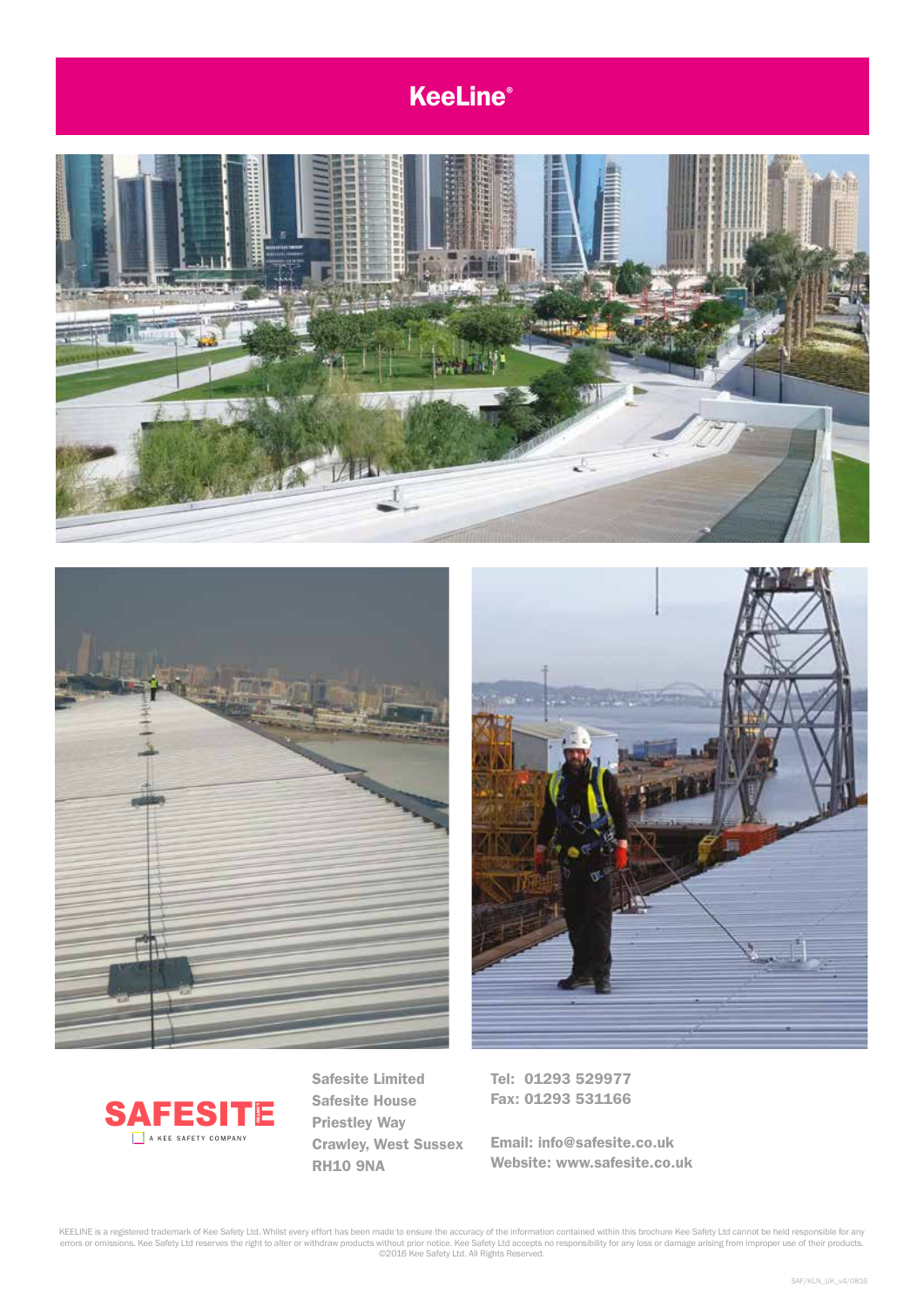# KeeLine®

**SAFESITE**
A KEE SAFETY COMPANY

**Safesite Limited**
**Safesite House**
**Priestley Way**
**Crawley, West Sussex**
**RH10 9NA**

**Tel: 01293 529977**
**Fax: 01293 531166**

**Email: info@safesite.co.uk**
**Website: www.safesite.co.uk**

KEELINE is a registered trademark of Kee Safety Ltd. Whilst every effort has been made to ensure the accuracy of the information contained within this brochure Kee Safety Ltd cannot be held responsible for any errors or omissions. Kee Safety Ltd reserves the right to alter or withdraw products without prior notice. Kee Safety Ltd accepts no responsibility for any loss or damage arising from improper use of their products. ©2016 Kee Safety Ltd. All Rights Reserved.

SAF/KLN_UK_v4/0816